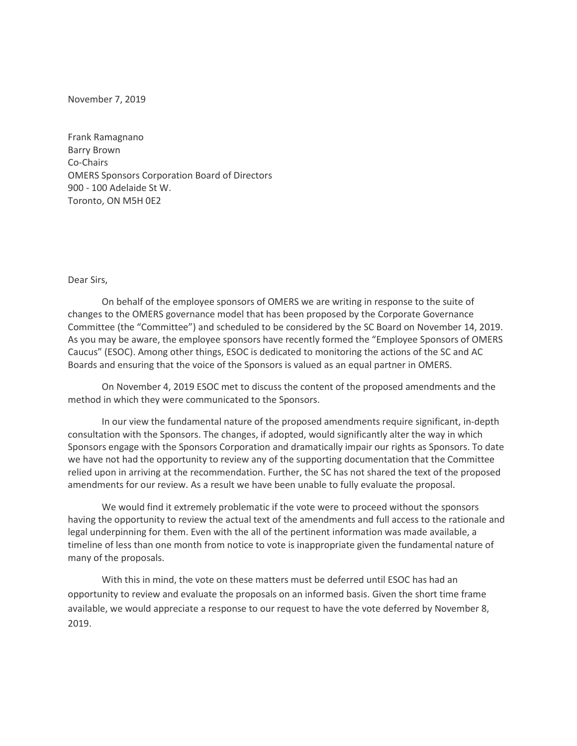November 7, 2019

Frank Ramagnano
Barry Brown
Co-Chairs
OMERS Sponsors Corporation Board of Directors
900 - 100 Adelaide St W.
Toronto, ON M5H 0E2

Dear Sirs,

On behalf of the employee sponsors of OMERS we are writing in response to the suite of changes to the OMERS governance model that has been proposed by the Corporate Governance Committee (the "Committee") and scheduled to be considered by the SC Board on November 14, 2019. As you may be aware, the employee sponsors have recently formed the "Employee Sponsors of OMERS Caucus" (ESOC). Among other things, ESOC is dedicated to monitoring the actions of the SC and AC Boards and ensuring that the voice of the Sponsors is valued as an equal partner in OMERS.

On November 4, 2019 ESOC met to discuss the content of the proposed amendments and the method in which they were communicated to the Sponsors.

In our view the fundamental nature of the proposed amendments require significant, in-depth consultation with the Sponsors. The changes, if adopted, would significantly alter the way in which Sponsors engage with the Sponsors Corporation and dramatically impair our rights as Sponsors. To date we have not had the opportunity to review any of the supporting documentation that the Committee relied upon in arriving at the recommendation. Further, the SC has not shared the text of the proposed amendments for our review. As a result we have been unable to fully evaluate the proposal.

We would find it extremely problematic if the vote were to proceed without the sponsors having the opportunity to review the actual text of the amendments and full access to the rationale and legal underpinning for them. Even with the all of the pertinent information was made available, a timeline of less than one month from notice to vote is inappropriate given the fundamental nature of many of the proposals.

With this in mind, the vote on these matters must be deferred until ESOC has had an opportunity to review and evaluate the proposals on an informed basis. Given the short time frame available, we would appreciate a response to our request to have the vote deferred by November 8, 2019.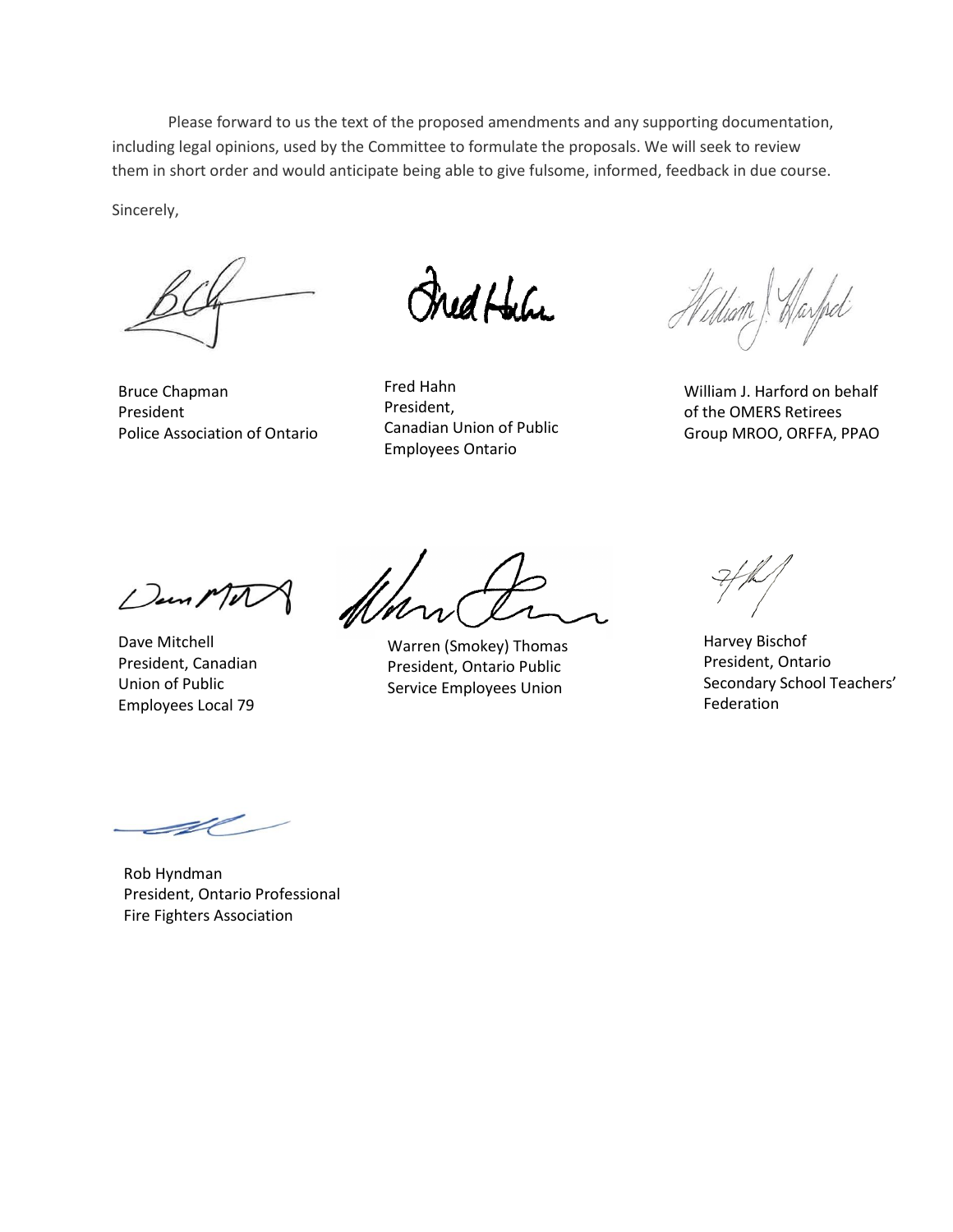Please forward to us the text of the proposed amendments and any supporting documentation, including legal opinions, used by the Committee to formulate the proposals. We will seek to review them in short order and would anticipate being able to give fulsome, informed, feedback in due course.

Sincerely,

Bruce Chapman
President
Police Association of Ontario

Fred Hahn
President,
Canadian Union of Public Employees Ontario

William J. Harford on behalf of the OMERS Retirees Group MROO, ORFFA, PPAO

Dave Mitchell
President, Canadian Union of Public Employees Local 79

Warren (Smokey) Thomas
President, Ontario Public Service Employees Union

Harvey Bischof
President, Ontario Secondary School Teachers' Federation

Rob Hyndman
President, Ontario Professional Fire Fighters Association